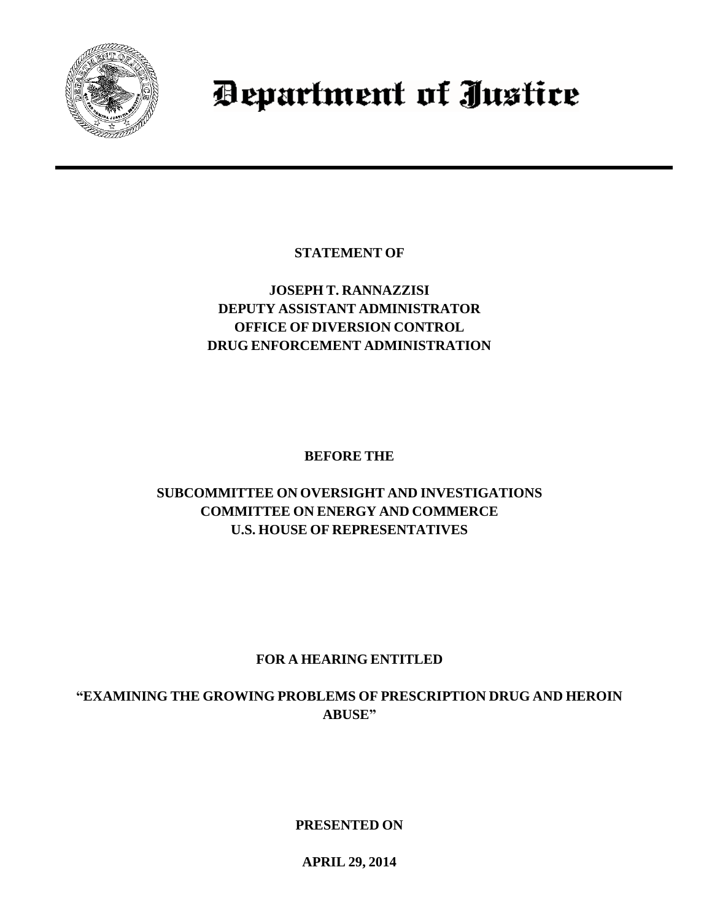# Department of Justice

**STATEMENT OF**

**JOSEPH T. RANNAZZISI**
**DEPUTY ASSISTANT ADMINISTRATOR**
**OFFICE OF DIVERSION CONTROL**
**DRUG ENFORCEMENT ADMINISTRATION**

**BEFORE THE**

**SUBCOMMITTEE ON OVERSIGHT AND INVESTIGATIONS**
**COMMITTEE ON ENERGY AND COMMERCE**
**U.S. HOUSE OF REPRESENTATIVES**

**FOR A HEARING ENTITLED**

**"EXAMINING THE GROWING PROBLEMS OF PRESCRIPTION DRUG AND HEROIN ABUSE"**

**PRESENTED ON**

**APRIL 29, 2014**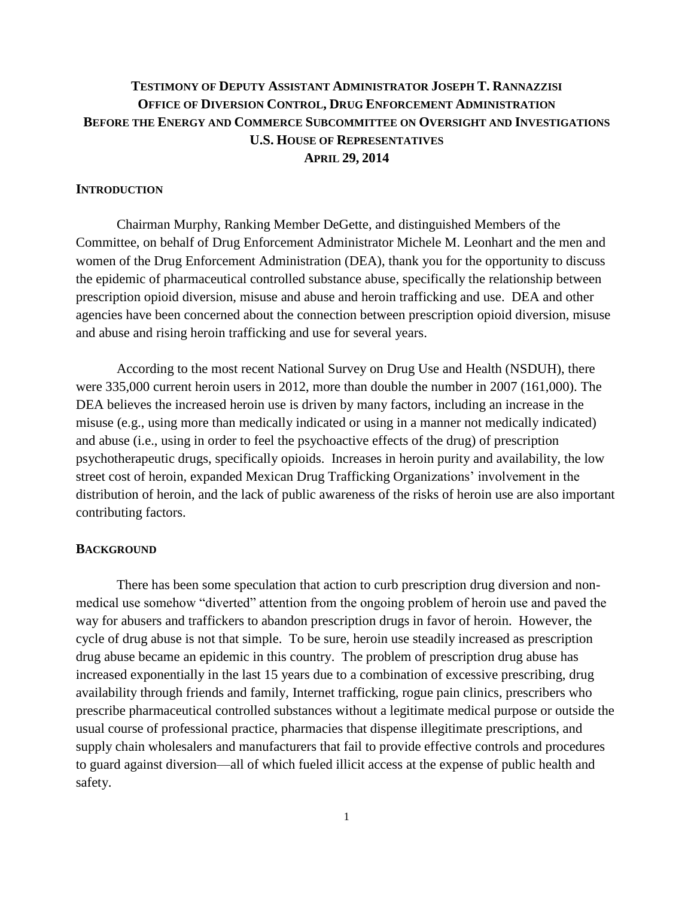# TESTIMONY OF DEPUTY ASSISTANT ADMINISTRATOR JOSEPH T. RANNAZZISI
## OFFICE OF DIVERSION CONTROL, DRUG ENFORCEMENT ADMINISTRATION
## BEFORE THE ENERGY AND COMMERCE SUBCOMMITTEE ON OVERSIGHT AND INVESTIGATIONS
## U.S. HOUSE OF REPRESENTATIVES
## APRIL 29, 2014

### INTRODUCTION

Chairman Murphy, Ranking Member DeGette, and distinguished Members of the Committee, on behalf of Drug Enforcement Administrator Michele M. Leonhart and the men and women of the Drug Enforcement Administration (DEA), thank you for the opportunity to discuss the epidemic of pharmaceutical controlled substance abuse, specifically the relationship between prescription opioid diversion, misuse and abuse and heroin trafficking and use. DEA and other agencies have been concerned about the connection between prescription opioid diversion, misuse and abuse and rising heroin trafficking and use for several years.

According to the most recent National Survey on Drug Use and Health (NSDUH), there were 335,000 current heroin users in 2012, more than double the number in 2007 (161,000). The DEA believes the increased heroin use is driven by many factors, including an increase in the misuse (e.g., using more than medically indicated or using in a manner not medically indicated) and abuse (i.e., using in order to feel the psychoactive effects of the drug) of prescription psychotherapeutic drugs, specifically opioids. Increases in heroin purity and availability, the low street cost of heroin, expanded Mexican Drug Trafficking Organizations' involvement in the distribution of heroin, and the lack of public awareness of the risks of heroin use are also important contributing factors.

### BACKGROUND

There has been some speculation that action to curb prescription drug diversion and non-medical use somehow "diverted" attention from the ongoing problem of heroin use and paved the way for abusers and traffickers to abandon prescription drugs in favor of heroin. However, the cycle of drug abuse is not that simple. To be sure, heroin use steadily increased as prescription drug abuse became an epidemic in this country. The problem of prescription drug abuse has increased exponentially in the last 15 years due to a combination of excessive prescribing, drug availability through friends and family, Internet trafficking, rogue pain clinics, prescribers who prescribe pharmaceutical controlled substances without a legitimate medical purpose or outside the usual course of professional practice, pharmacies that dispense illegitimate prescriptions, and supply chain wholesalers and manufacturers that fail to provide effective controls and procedures to guard against diversion—all of which fueled illicit access at the expense of public health and safety.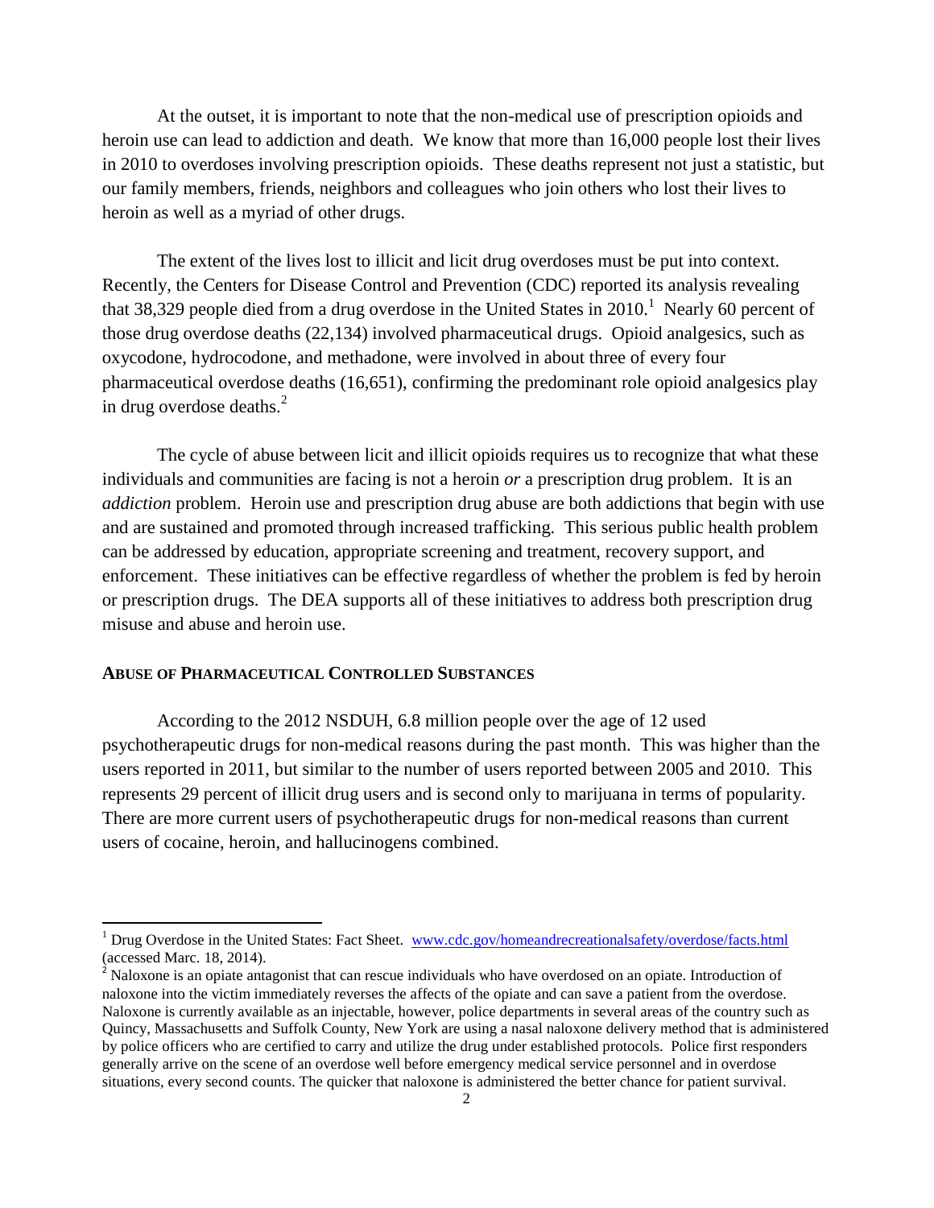At the outset, it is important to note that the non-medical use of prescription opioids and heroin use can lead to addiction and death. We know that more than 16,000 people lost their lives in 2010 to overdoses involving prescription opioids. These deaths represent not just a statistic, but our family members, friends, neighbors and colleagues who join others who lost their lives to heroin as well as a myriad of other drugs.

The extent of the lives lost to illicit and licit drug overdoses must be put into context. Recently, the Centers for Disease Control and Prevention (CDC) reported its analysis revealing that 38,329 people died from a drug overdose in the United States in 2010.[1] Nearly 60 percent of those drug overdose deaths (22,134) involved pharmaceutical drugs. Opioid analgesics, such as oxycodone, hydrocodone, and methadone, were involved in about three of every four pharmaceutical overdose deaths (16,651), confirming the predominant role opioid analgesics play in drug overdose deaths.[2]

The cycle of abuse between licit and illicit opioids requires us to recognize that what these individuals and communities are facing is not a heroin *or* a prescription drug problem. It is an *addiction* problem. Heroin use and prescription drug abuse are both addictions that begin with use and are sustained and promoted through increased trafficking. This serious public health problem can be addressed by education, appropriate screening and treatment, recovery support, and enforcement. These initiatives can be effective regardless of whether the problem is fed by heroin or prescription drugs. The DEA supports all of these initiatives to address both prescription drug misuse and abuse and heroin use.

**ABUSE OF PHARMACEUTICAL CONTROLLED SUBSTANCES**

According to the 2012 NSDUH, 6.8 million people over the age of 12 used psychotherapeutic drugs for non-medical reasons during the past month. This was higher than the users reported in 2011, but similar to the number of users reported between 2005 and 2010. This represents 29 percent of illicit drug users and is second only to marijuana in terms of popularity. There are more current users of psychotherapeutic drugs for non-medical reasons than current users of cocaine, heroin, and hallucinogens combined.

---

[1] Drug Overdose in the United States: Fact Sheet. www.cdc.gov/homeandrecreationalsafety/overdose/facts.html (accessed Marc. 18, 2014).

[2] Naloxone is an opiate antagonist that can rescue individuals who have overdosed on an opiate. Introduction of naloxone into the victim immediately reverses the affects of the opiate and can save a patient from the overdose. Naloxone is currently available as an injectable, however, police departments in several areas of the country such as Quincy, Massachusetts and Suffolk County, New York are using a nasal naloxone delivery method that is administered by police officers who are certified to carry and utilize the drug under established protocols. Police first responders generally arrive on the scene of an overdose well before emergency medical service personnel and in overdose situations, every second counts. The quicker that naloxone is administered the better chance for patient survival.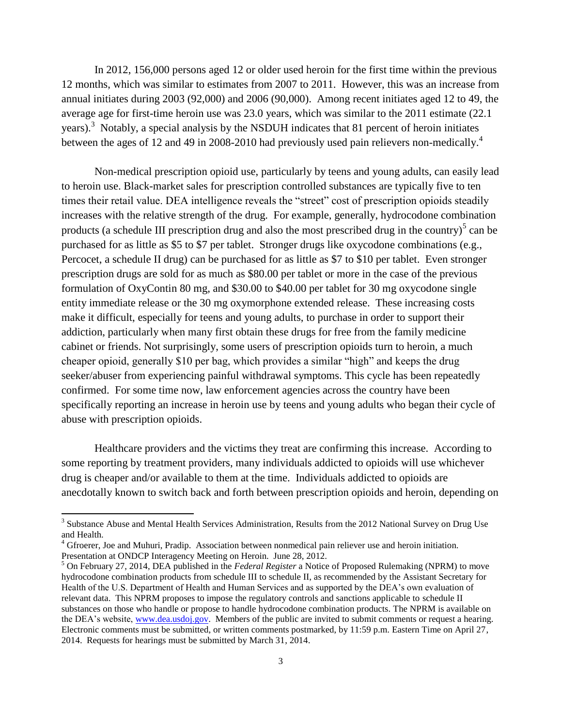In 2012, 156,000 persons aged 12 or older used heroin for the first time within the previous 12 months, which was similar to estimates from 2007 to 2011. However, this was an increase from annual initiates during 2003 (92,000) and 2006 (90,000). Among recent initiates aged 12 to 49, the average age for first-time heroin use was 23.0 years, which was similar to the 2011 estimate (22.1 years).[3] Notably, a special analysis by the NSDUH indicates that 81 percent of heroin initiates between the ages of 12 and 49 in 2008-2010 had previously used pain relievers non-medically.[4]

Non-medical prescription opioid use, particularly by teens and young adults, can easily lead to heroin use. Black-market sales for prescription controlled substances are typically five to ten times their retail value. DEA intelligence reveals the "street" cost of prescription opioids steadily increases with the relative strength of the drug. For example, generally, hydrocodone combination products (a schedule III prescription drug and also the most prescribed drug in the country)[5] can be purchased for as little as $5 to $7 per tablet. Stronger drugs like oxycodone combinations (e.g., Percocet, a schedule II drug) can be purchased for as little as $7 to $10 per tablet. Even stronger prescription drugs are sold for as much as $80.00 per tablet or more in the case of the previous formulation of OxyContin 80 mg, and $30.00 to $40.00 per tablet for 30 mg oxycodone single entity immediate release or the 30 mg oxymorphone extended release. These increasing costs make it difficult, especially for teens and young adults, to purchase in order to support their addiction, particularly when many first obtain these drugs for free from the family medicine cabinet or friends. Not surprisingly, some users of prescription opioids turn to heroin, a much cheaper opioid, generally $10 per bag, which provides a similar "high" and keeps the drug seeker/abuser from experiencing painful withdrawal symptoms. This cycle has been repeatedly confirmed. For some time now, law enforcement agencies across the country have been specifically reporting an increase in heroin use by teens and young adults who began their cycle of abuse with prescription opioids.

Healthcare providers and the victims they treat are confirming this increase. According to some reporting by treatment providers, many individuals addicted to opioids will use whichever drug is cheaper and/or available to them at the time. Individuals addicted to opioids are anecdotally known to switch back and forth between prescription opioids and heroin, depending on

---

[3] Substance Abuse and Mental Health Services Administration, Results from the 2012 National Survey on Drug Use and Health.

[4] Gfroerer, Joe and Muhuri, Pradip. Association between nonmedical pain reliever use and heroin initiation. Presentation at ONDCP Interagency Meeting on Heroin. June 28, 2012.

[5] On February 27, 2014, DEA published in the *Federal Register* a Notice of Proposed Rulemaking (NPRM) to move hydrocodone combination products from schedule III to schedule II, as recommended by the Assistant Secretary for Health of the U.S. Department of Health and Human Services and as supported by the DEA's own evaluation of relevant data. This NPRM proposes to impose the regulatory controls and sanctions applicable to schedule II substances on those who handle or propose to handle hydrocodone combination products. The NPRM is available on the DEA's website, www.dea.usdoj.gov. Members of the public are invited to submit comments or request a hearing. Electronic comments must be submitted, or written comments postmarked, by 11:59 p.m. Eastern Time on April 27, 2014. Requests for hearings must be submitted by March 31, 2014.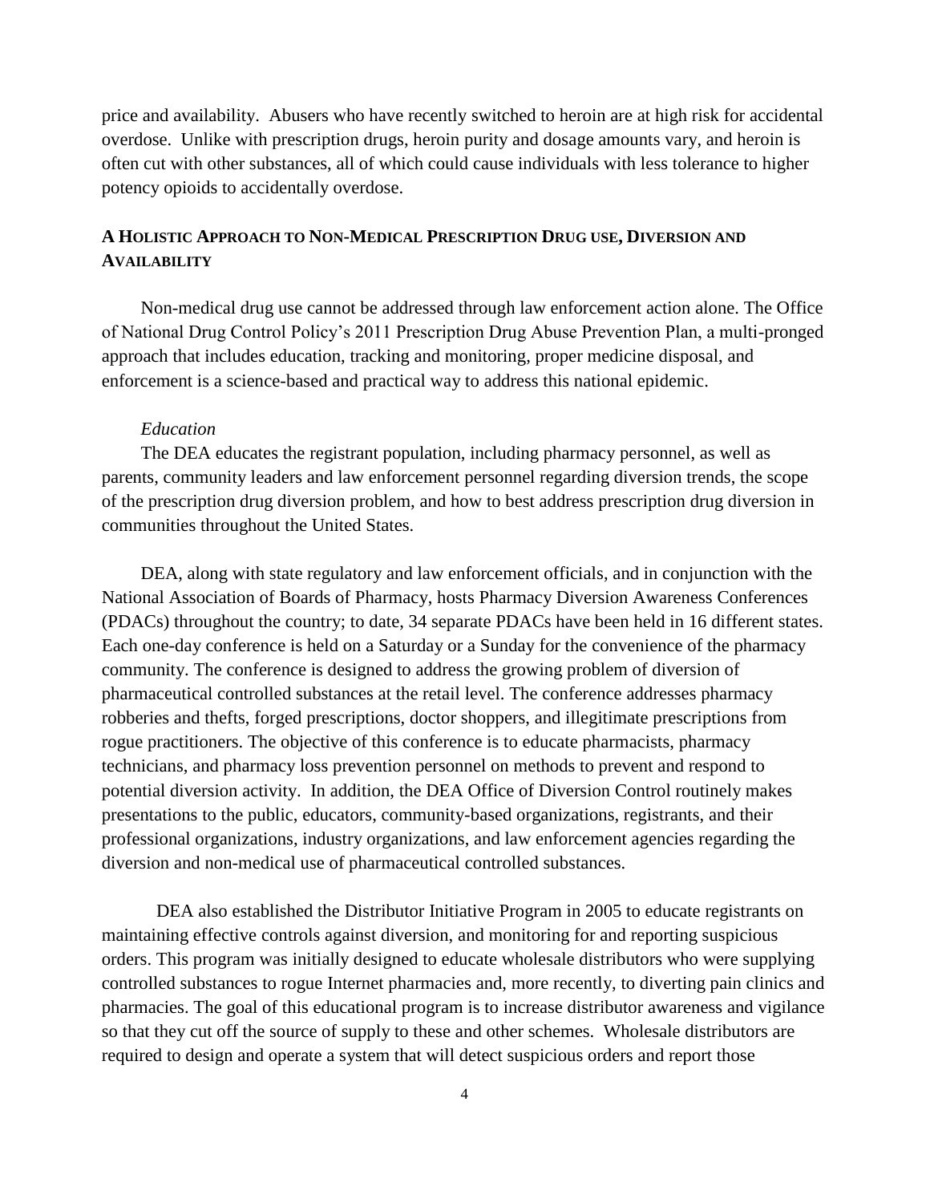price and availability. Abusers who have recently switched to heroin are at high risk for accidental overdose. Unlike with prescription drugs, heroin purity and dosage amounts vary, and heroin is often cut with other substances, all of which could cause individuals with less tolerance to higher potency opioids to accidentally overdose.

## A Holistic Approach to Non-Medical Prescription Drug use, Diversion and Availability

Non-medical drug use cannot be addressed through law enforcement action alone. The Office of National Drug Control Policy's 2011 Prescription Drug Abuse Prevention Plan, a multi-pronged approach that includes education, tracking and monitoring, proper medicine disposal, and enforcement is a science-based and practical way to address this national epidemic.

### *Education*

The DEA educates the registrant population, including pharmacy personnel, as well as parents, community leaders and law enforcement personnel regarding diversion trends, the scope of the prescription drug diversion problem, and how to best address prescription drug diversion in communities throughout the United States.

DEA, along with state regulatory and law enforcement officials, and in conjunction with the National Association of Boards of Pharmacy, hosts Pharmacy Diversion Awareness Conferences (PDACs) throughout the country; to date, 34 separate PDACs have been held in 16 different states. Each one-day conference is held on a Saturday or a Sunday for the convenience of the pharmacy community. The conference is designed to address the growing problem of diversion of pharmaceutical controlled substances at the retail level. The conference addresses pharmacy robberies and thefts, forged prescriptions, doctor shoppers, and illegitimate prescriptions from rogue practitioners. The objective of this conference is to educate pharmacists, pharmacy technicians, and pharmacy loss prevention personnel on methods to prevent and respond to potential diversion activity. In addition, the DEA Office of Diversion Control routinely makes presentations to the public, educators, community-based organizations, registrants, and their professional organizations, industry organizations, and law enforcement agencies regarding the diversion and non-medical use of pharmaceutical controlled substances.

DEA also established the Distributor Initiative Program in 2005 to educate registrants on maintaining effective controls against diversion, and monitoring for and reporting suspicious orders. This program was initially designed to educate wholesale distributors who were supplying controlled substances to rogue Internet pharmacies and, more recently, to diverting pain clinics and pharmacies. The goal of this educational program is to increase distributor awareness and vigilance so that they cut off the source of supply to these and other schemes. Wholesale distributors are required to design and operate a system that will detect suspicious orders and report those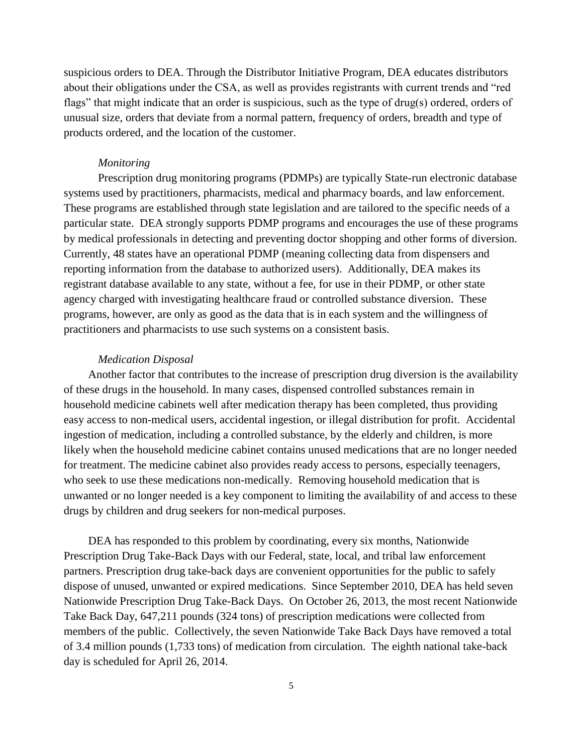suspicious orders to DEA. Through the Distributor Initiative Program, DEA educates distributors about their obligations under the CSA, as well as provides registrants with current trends and "red flags" that might indicate that an order is suspicious, such as the type of drug(s) ordered, orders of unusual size, orders that deviate from a normal pattern, frequency of orders, breadth and type of products ordered, and the location of the customer.

*Monitoring*

Prescription drug monitoring programs (PDMPs) are typically State-run electronic database systems used by practitioners, pharmacists, medical and pharmacy boards, and law enforcement. These programs are established through state legislation and are tailored to the specific needs of a particular state. DEA strongly supports PDMP programs and encourages the use of these programs by medical professionals in detecting and preventing doctor shopping and other forms of diversion. Currently, 48 states have an operational PDMP (meaning collecting data from dispensers and reporting information from the database to authorized users). Additionally, DEA makes its registrant database available to any state, without a fee, for use in their PDMP, or other state agency charged with investigating healthcare fraud or controlled substance diversion. These programs, however, are only as good as the data that is in each system and the willingness of practitioners and pharmacists to use such systems on a consistent basis.

*Medication Disposal*

Another factor that contributes to the increase of prescription drug diversion is the availability of these drugs in the household. In many cases, dispensed controlled substances remain in household medicine cabinets well after medication therapy has been completed, thus providing easy access to non-medical users, accidental ingestion, or illegal distribution for profit. Accidental ingestion of medication, including a controlled substance, by the elderly and children, is more likely when the household medicine cabinet contains unused medications that are no longer needed for treatment. The medicine cabinet also provides ready access to persons, especially teenagers, who seek to use these medications non-medically. Removing household medication that is unwanted or no longer needed is a key component to limiting the availability of and access to these drugs by children and drug seekers for non-medical purposes.

DEA has responded to this problem by coordinating, every six months, Nationwide Prescription Drug Take-Back Days with our Federal, state, local, and tribal law enforcement partners. Prescription drug take-back days are convenient opportunities for the public to safely dispose of unused, unwanted or expired medications. Since September 2010, DEA has held seven Nationwide Prescription Drug Take-Back Days. On October 26, 2013, the most recent Nationwide Take Back Day, 647,211 pounds (324 tons) of prescription medications were collected from members of the public. Collectively, the seven Nationwide Take Back Days have removed a total of 3.4 million pounds (1,733 tons) of medication from circulation. The eighth national take-back day is scheduled for April 26, 2014.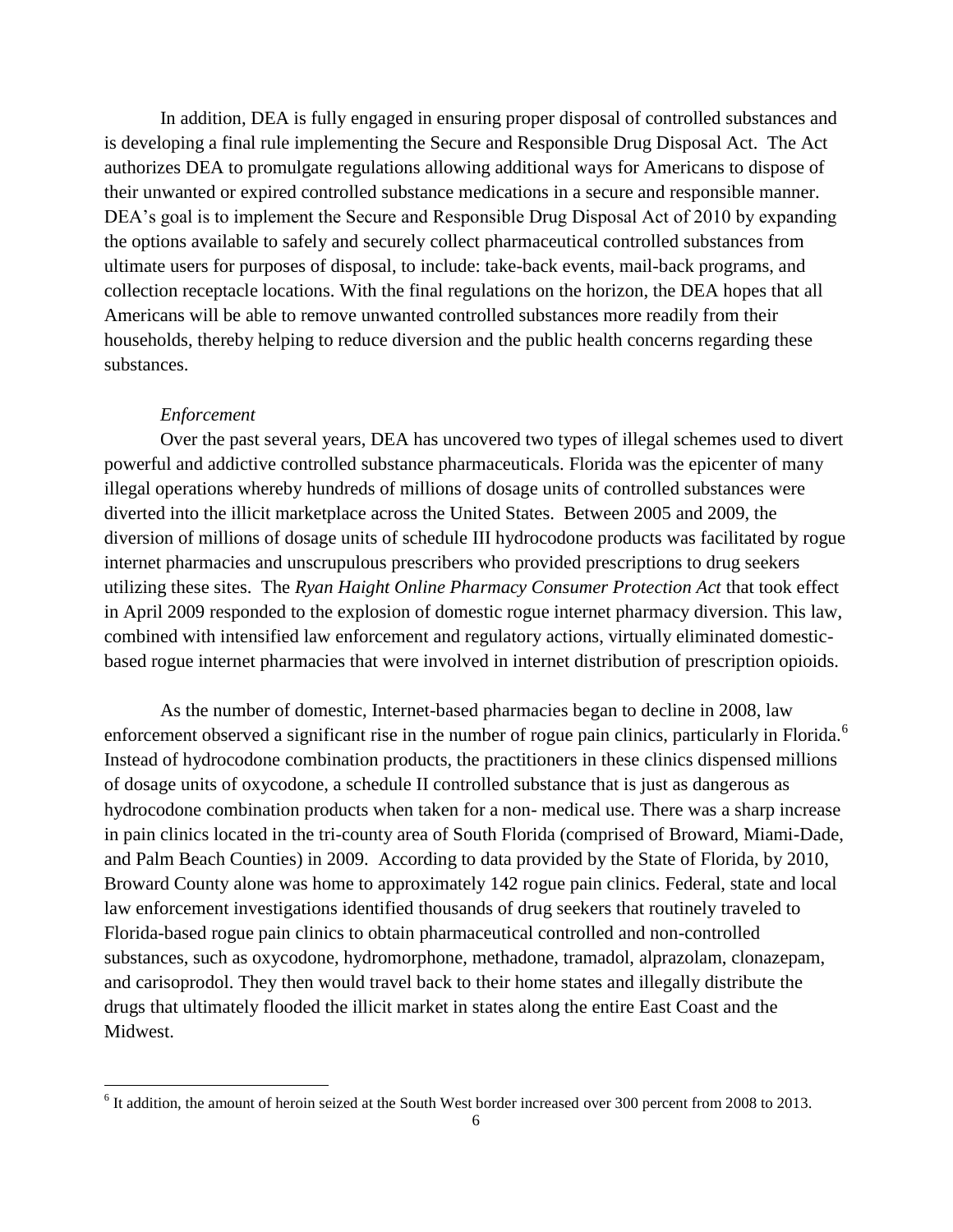In addition, DEA is fully engaged in ensuring proper disposal of controlled substances and is developing a final rule implementing the Secure and Responsible Drug Disposal Act. The Act authorizes DEA to promulgate regulations allowing additional ways for Americans to dispose of their unwanted or expired controlled substance medications in a secure and responsible manner. DEA's goal is to implement the Secure and Responsible Drug Disposal Act of 2010 by expanding the options available to safely and securely collect pharmaceutical controlled substances from ultimate users for purposes of disposal, to include: take-back events, mail-back programs, and collection receptacle locations. With the final regulations on the horizon, the DEA hopes that all Americans will be able to remove unwanted controlled substances more readily from their households, thereby helping to reduce diversion and the public health concerns regarding these substances.

*Enforcement*

Over the past several years, DEA has uncovered two types of illegal schemes used to divert powerful and addictive controlled substance pharmaceuticals. Florida was the epicenter of many illegal operations whereby hundreds of millions of dosage units of controlled substances were diverted into the illicit marketplace across the United States. Between 2005 and 2009, the diversion of millions of dosage units of schedule III hydrocodone products was facilitated by rogue internet pharmacies and unscrupulous prescribers who provided prescriptions to drug seekers utilizing these sites. The *Ryan Haight Online Pharmacy Consumer Protection Act* that took effect in April 2009 responded to the explosion of domestic rogue internet pharmacy diversion. This law, combined with intensified law enforcement and regulatory actions, virtually eliminated domestic-based rogue internet pharmacies that were involved in internet distribution of prescription opioids.

As the number of domestic, Internet-based pharmacies began to decline in 2008, law enforcement observed a significant rise in the number of rogue pain clinics, particularly in Florida.[6] Instead of hydrocodone combination products, the practitioners in these clinics dispensed millions of dosage units of oxycodone, a schedule II controlled substance that is just as dangerous as hydrocodone combination products when taken for a non- medical use. There was a sharp increase in pain clinics located in the tri-county area of South Florida (comprised of Broward, Miami-Dade, and Palm Beach Counties) in 2009. According to data provided by the State of Florida, by 2010, Broward County alone was home to approximately 142 rogue pain clinics. Federal, state and local law enforcement investigations identified thousands of drug seekers that routinely traveled to Florida-based rogue pain clinics to obtain pharmaceutical controlled and non-controlled substances, such as oxycodone, hydromorphone, methadone, tramadol, alprazolam, clonazepam, and carisoprodol. They then would travel back to their home states and illegally distribute the drugs that ultimately flooded the illicit market in states along the entire East Coast and the Midwest.

[6] It addition, the amount of heroin seized at the South West border increased over 300 percent from 2008 to 2013.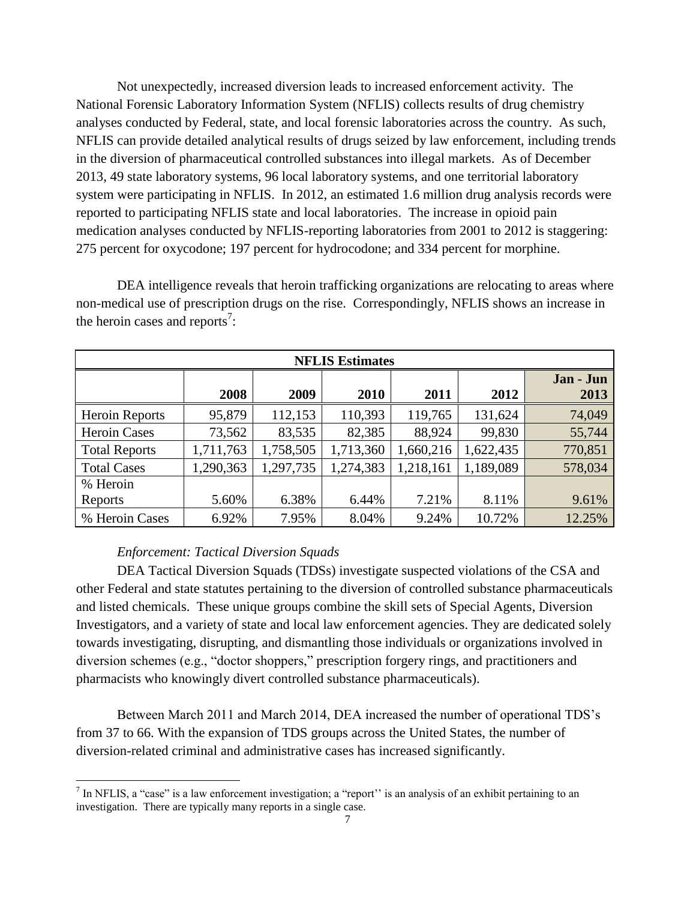Not unexpectedly, increased diversion leads to increased enforcement activity. The National Forensic Laboratory Information System (NFLIS) collects results of drug chemistry analyses conducted by Federal, state, and local forensic laboratories across the country. As such, NFLIS can provide detailed analytical results of drugs seized by law enforcement, including trends in the diversion of pharmaceutical controlled substances into illegal markets. As of December 2013, 49 state laboratory systems, 96 local laboratory systems, and one territorial laboratory system were participating in NFLIS. In 2012, an estimated 1.6 million drug analysis records were reported to participating NFLIS state and local laboratories. The increase in opioid pain medication analyses conducted by NFLIS-reporting laboratories from 2001 to 2012 is staggering: 275 percent for oxycodone; 197 percent for hydrocodone; and 334 percent for morphine.

DEA intelligence reveals that heroin trafficking organizations are relocating to areas where non-medical use of prescription drugs on the rise. Correspondingly, NFLIS shows an increase in the heroin cases and reports[7]:

| NFLIS Estimates | | | | | | |
|---|---|---|---|---|---|---|
| | 2008 | 2009 | 2010 | 2011 | 2012 | Jan - Jun 2013 |
| Heroin Reports | 95,879 | 112,153 | 110,393 | 119,765 | 131,624 | 74,049 |
| Heroin Cases | 73,562 | 83,535 | 82,385 | 88,924 | 99,830 | 55,744 |
| Total Reports | 1,711,763 | 1,758,505 | 1,713,360 | 1,660,216 | 1,622,435 | 770,851 |
| Total Cases | 1,290,363 | 1,297,735 | 1,274,383 | 1,218,161 | 1,189,089 | 578,034 |
| % Heroin Reports | 5.60% | 6.38% | 6.44% | 7.21% | 8.11% | 9.61% |
| % Heroin Cases | 6.92% | 7.95% | 8.04% | 9.24% | 10.72% | 12.25% |

*Enforcement: Tactical Diversion Squads*

DEA Tactical Diversion Squads (TDSs) investigate suspected violations of the CSA and other Federal and state statutes pertaining to the diversion of controlled substance pharmaceuticals and listed chemicals. These unique groups combine the skill sets of Special Agents, Diversion Investigators, and a variety of state and local law enforcement agencies. They are dedicated solely towards investigating, disrupting, and dismantling those individuals or organizations involved in diversion schemes (e.g., "doctor shoppers," prescription forgery rings, and practitioners and pharmacists who knowingly divert controlled substance pharmaceuticals).

Between March 2011 and March 2014, DEA increased the number of operational TDS's from 37 to 66. With the expansion of TDS groups across the United States, the number of diversion-related criminal and administrative cases has increased significantly.

[7] In NFLIS, a "case" is a law enforcement investigation; a "report'' is an analysis of an exhibit pertaining to an investigation. There are typically many reports in a single case.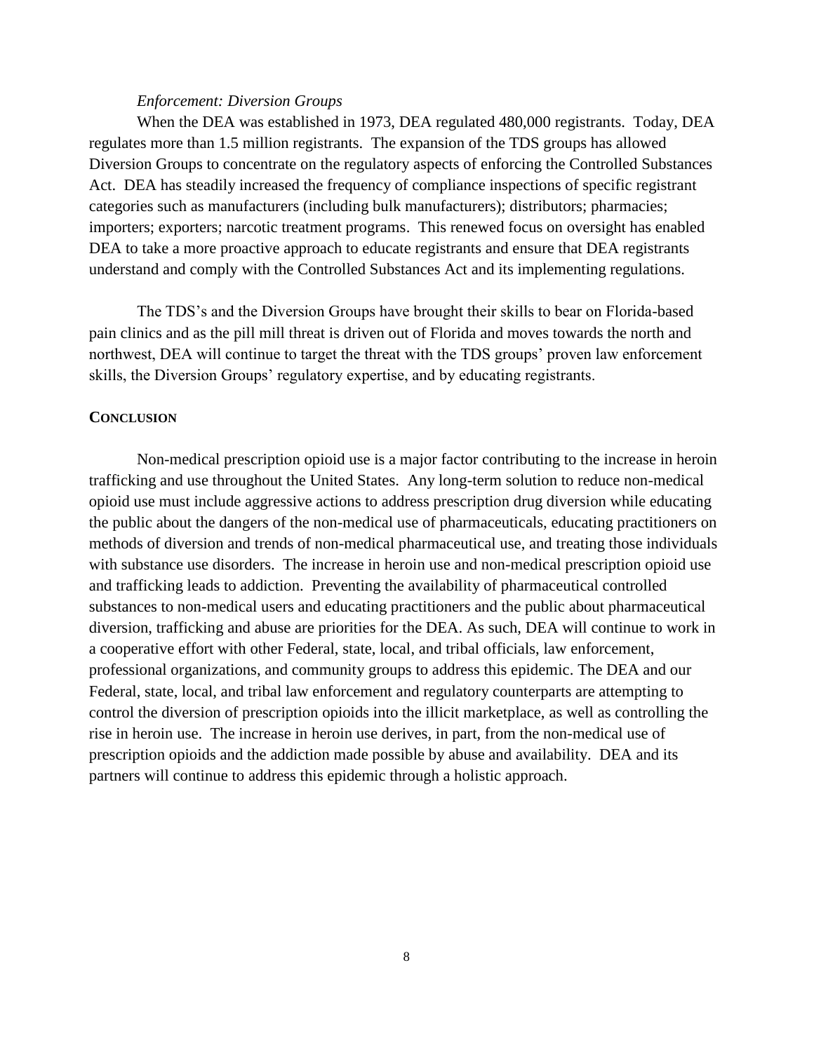*Enforcement: Diversion Groups*

When the DEA was established in 1973, DEA regulated 480,000 registrants. Today, DEA regulates more than 1.5 million registrants. The expansion of the TDS groups has allowed Diversion Groups to concentrate on the regulatory aspects of enforcing the Controlled Substances Act. DEA has steadily increased the frequency of compliance inspections of specific registrant categories such as manufacturers (including bulk manufacturers); distributors; pharmacies; importers; exporters; narcotic treatment programs. This renewed focus on oversight has enabled DEA to take a more proactive approach to educate registrants and ensure that DEA registrants understand and comply with the Controlled Substances Act and its implementing regulations.

The TDS's and the Diversion Groups have brought their skills to bear on Florida-based pain clinics and as the pill mill threat is driven out of Florida and moves towards the north and northwest, DEA will continue to target the threat with the TDS groups' proven law enforcement skills, the Diversion Groups' regulatory expertise, and by educating registrants.

## CONCLUSION

Non-medical prescription opioid use is a major factor contributing to the increase in heroin trafficking and use throughout the United States. Any long-term solution to reduce non-medical opioid use must include aggressive actions to address prescription drug diversion while educating the public about the dangers of the non-medical use of pharmaceuticals, educating practitioners on methods of diversion and trends of non-medical pharmaceutical use, and treating those individuals with substance use disorders. The increase in heroin use and non-medical prescription opioid use and trafficking leads to addiction. Preventing the availability of pharmaceutical controlled substances to non-medical users and educating practitioners and the public about pharmaceutical diversion, trafficking and abuse are priorities for the DEA. As such, DEA will continue to work in a cooperative effort with other Federal, state, local, and tribal officials, law enforcement, professional organizations, and community groups to address this epidemic. The DEA and our Federal, state, local, and tribal law enforcement and regulatory counterparts are attempting to control the diversion of prescription opioids into the illicit marketplace, as well as controlling the rise in heroin use. The increase in heroin use derives, in part, from the non-medical use of prescription opioids and the addiction made possible by abuse and availability. DEA and its partners will continue to address this epidemic through a holistic approach.